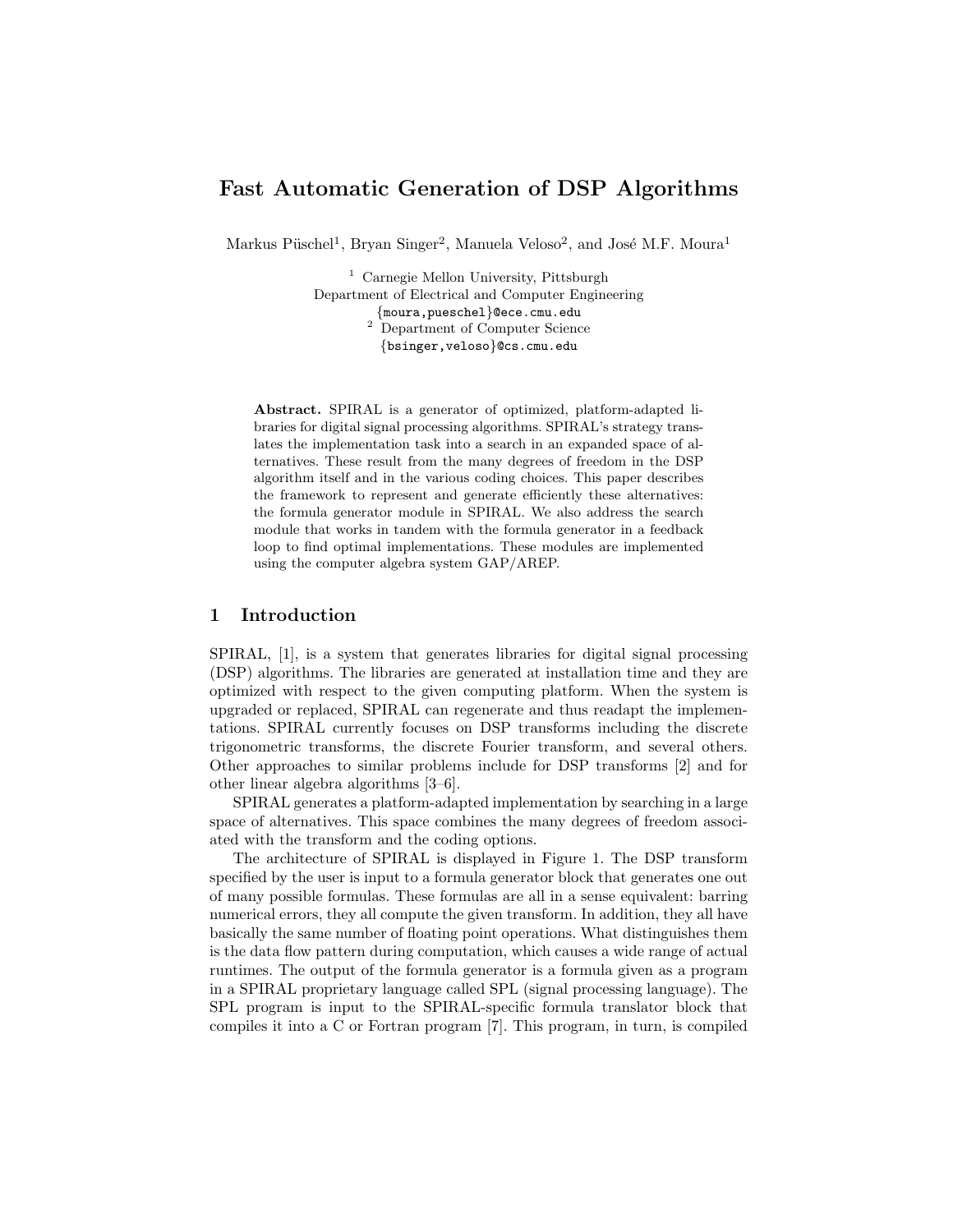# Fast Automatic Generation of DSP Algorithms

Markus Püschel[1], Bryan Singer[2], Manuela Veloso[2], and José M.F. Moura[1]

[1] Carnegie Mellon University, Pittsburgh
Department of Electrical and Computer Engineering
{moura,pueschel}@ece.cmu.edu
[2] Department of Computer Science
{bsinger,veloso}@cs.cmu.edu

**Abstract.** SPIRAL is a generator of optimized, platform-adapted libraries for digital signal processing algorithms. SPIRAL's strategy translates the implementation task into a search in an expanded space of alternatives. These result from the many degrees of freedom in the DSP algorithm itself and in the various coding choices. This paper describes the framework to represent and generate efficiently these alternatives: the formula generator module in SPIRAL. We also address the search module that works in tandem with the formula generator in a feedback loop to find optimal implementations. These modules are implemented using the computer algebra system GAP/AREP.

## 1 Introduction

SPIRAL, [1], is a system that generates libraries for digital signal processing (DSP) algorithms. The libraries are generated at installation time and they are optimized with respect to the given computing platform. When the system is upgraded or replaced, SPIRAL can regenerate and thus readapt the implementations. SPIRAL currently focuses on DSP transforms including the discrete trigonometric transforms, the discrete Fourier transform, and several others. Other approaches to similar problems include for DSP transforms [2] and for other linear algebra algorithms [3–6].

SPIRAL generates a platform-adapted implementation by searching in a large space of alternatives. This space combines the many degrees of freedom associated with the transform and the coding options.

The architecture of SPIRAL is displayed in Figure 1. The DSP transform specified by the user is input to a formula generator block that generates one out of many possible formulas. These formulas are all in a sense equivalent: barring numerical errors, they all compute the given transform. In addition, they all have basically the same number of floating point operations. What distinguishes them is the data flow pattern during computation, which causes a wide range of actual runtimes. The output of the formula generator is a formula given as a program in a SPIRAL proprietary language called SPL (signal processing language). The SPL program is input to the SPIRAL-specific formula translator block that compiles it into a C or Fortran program [7]. This program, in turn, is compiled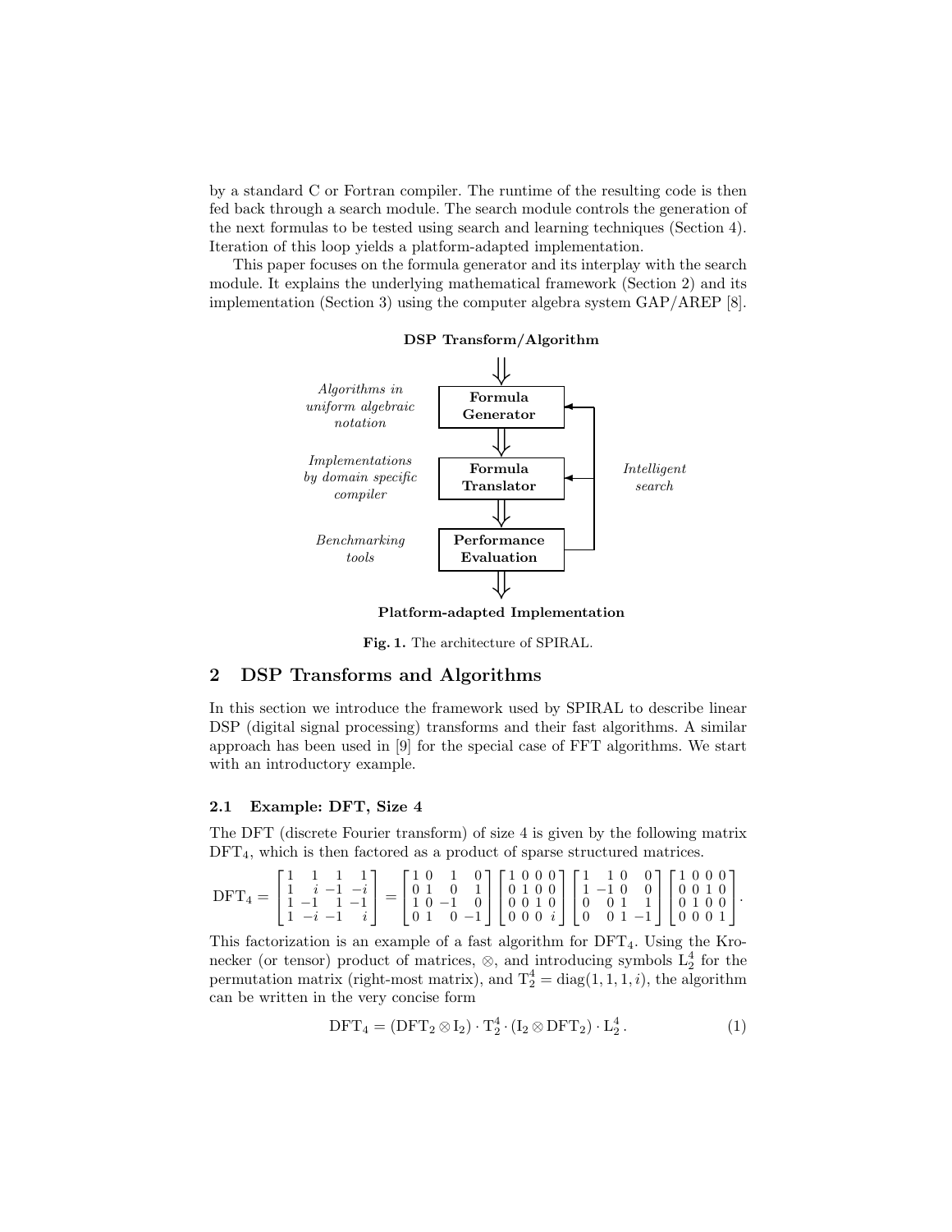by a standard C or Fortran compiler. The runtime of the resulting code is then fed back through a search module. The search module controls the generation of the next formulas to be tested using search and learning techniques (Section 4). Iteration of this loop yields a platform-adapted implementation.

This paper focuses on the formula generator and its interplay with the search module. It explains the underlying mathematical framework (Section 2) and its implementation (Section 3) using the computer algebra system GAP/AREP [8].

**DSP Transform/Algorithm**

*Algorithms in uniform algebraic notation*

**Formula Generator**

*Implementations by domain specific compiler*

**Formula Translator**

*Intelligent search*

*Benchmarking tools*

**Performance Evaluation**

**Platform-adapted Implementation**

**Fig. 1.** The architecture of SPIRAL.

## 2 DSP Transforms and Algorithms

In this section we introduce the framework used by SPIRAL to describe linear DSP (digital signal processing) transforms and their fast algorithms. A similar approach has been used in [9] for the special case of FFT algorithms. We start with an introductory example.

### 2.1 Example: DFT, Size 4

The DFT (discrete Fourier transform) of size 4 is given by the following matrix $\mathrm{DFT}_4$, which is then factored as a product of sparse structured matrices.

$$\mathrm{DFT}_4 = \begin{bmatrix} 1 & 1 & 1 & 1 \\ 1 & i & -1 & -i \\ 1 & -1 & 1 & -1 \\ 1 & -i & -1 & i \end{bmatrix} = \begin{bmatrix} 1 & 0 & 1 & 0 \\ 0 & 1 & 0 & 1 \\ 1 & 0 & -1 & 0 \\ 0 & 1 & 0 & -1 \end{bmatrix} \begin{bmatrix} 1 & 0 & 0 & 0 \\ 0 & 1 & 0 & 0 \\ 0 & 0 & 1 & 0 \\ 0 & 0 & 0 & i \end{bmatrix} \begin{bmatrix} 1 & 1 & 0 & 0 \\ 1 & -1 & 0 & 0 \\ 0 & 0 & 1 & 1 \\ 0 & 0 & 1 & -1 \end{bmatrix} \begin{bmatrix} 1 & 0 & 0 & 0 \\ 0 & 0 & 1 & 0 \\ 0 & 1 & 0 & 0 \\ 0 & 0 & 0 & 1 \end{bmatrix}.$$

This factorization is an example of a fast algorithm for $\mathrm{DFT}_4$. Using the Kronecker (or tensor) product of matrices, $\otimes$, and introducing symbols $\mathrm{L}^4_2$ for the permutation matrix (right-most matrix), and $\mathrm{T}^4_2 = \mathrm{diag}(1, 1, 1, i)$, the algorithm can be written in the very concise form

$$\mathrm{DFT}_4 = (\mathrm{DFT}_2 \otimes \mathrm{I}_2) \cdot \mathrm{T}^4_2 \cdot (\mathrm{I}_2 \otimes \mathrm{DFT}_2) \cdot \mathrm{L}^4_2 \,. \tag{1}$$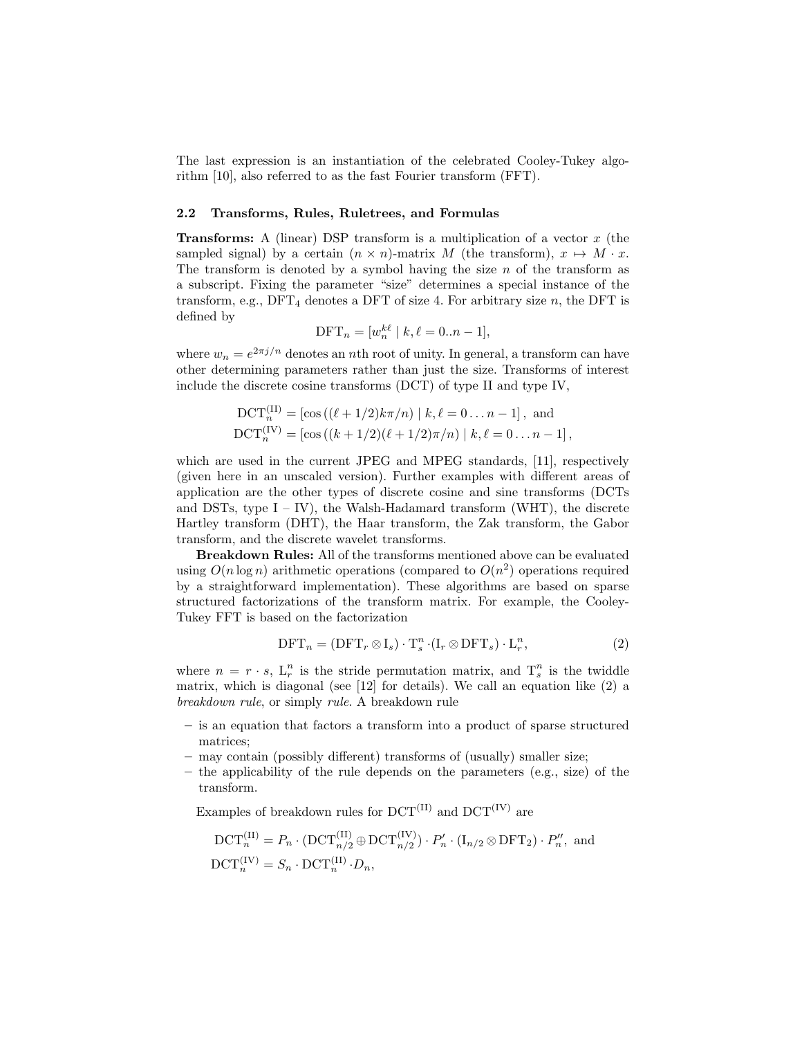The last expression is an instantiation of the celebrated Cooley-Tukey algorithm [10], also referred to as the fast Fourier transform (FFT).

### 2.2 Transforms, Rules, Ruletrees, and Formulas

**Transforms:** A (linear) DSP transform is a multiplication of a vector $x$ (the sampled signal) by a certain $(n \times n)$-matrix $M$ (the transform), $x \mapsto M \cdot x$. The transform is denoted by a symbol having the size $n$ of the transform as a subscript. Fixing the parameter "size" determines a special instance of the transform, e.g., $\mathrm{DFT}_4$ denotes a DFT of size 4. For arbitrary size $n$, the DFT is defined by

$$\mathrm{DFT}_n = [w_n^{k\ell} \mid k, \ell = 0..n-1],$$

where $w_n = e^{2\pi j/n}$ denotes an $n$th root of unity. In general, a transform can have other determining parameters rather than just the size. Transforms of interest include the discrete cosine transforms (DCT) of type II and type IV,

$$\mathrm{DCT}_n^{(\mathrm{II})} = [\cos((\ell + 1/2)k\pi/n) \mid k, \ell = 0 \ldots n-1], \text{ and}$$
$$\mathrm{DCT}_n^{(\mathrm{IV})} = [\cos((k + 1/2)(\ell + 1/2)\pi/n) \mid k, \ell = 0 \ldots n-1],$$

which are used in the current JPEG and MPEG standards, [11], respectively (given here in an unscaled version). Further examples with different areas of application are the other types of discrete cosine and sine transforms (DCTs and DSTs, type I – IV), the Walsh-Hadamard transform (WHT), the discrete Hartley transform (DHT), the Haar transform, the Zak transform, the Gabor transform, and the discrete wavelet transforms.

**Breakdown Rules:** All of the transforms mentioned above can be evaluated using $O(n \log n)$ arithmetic operations (compared to $O(n^2)$ operations required by a straightforward implementation). These algorithms are based on sparse structured factorizations of the transform matrix. For example, the Cooley-Tukey FFT is based on the factorization

$$\mathrm{DFT}_n = (\mathrm{DFT}_r \otimes \mathrm{I}_s) \cdot \mathrm{T}_s^n \cdot (\mathrm{I}_r \otimes \mathrm{DFT}_s) \cdot \mathrm{L}_r^n, \tag{2}$$

where $n = r \cdot s$, $\mathrm{L}_r^n$ is the stride permutation matrix, and $\mathrm{T}_s^n$ is the twiddle matrix, which is diagonal (see [12] for details). We call an equation like (2) a *breakdown rule*, or simply *rule*. A breakdown rule

- is an equation that factors a transform into a product of sparse structured matrices;
- may contain (possibly different) transforms of (usually) smaller size;
- the applicability of the rule depends on the parameters (e.g., size) of the transform.

Examples of breakdown rules for $\mathrm{DCT}^{(\mathrm{II})}$ and $\mathrm{DCT}^{(\mathrm{IV})}$ are

$$\mathrm{DCT}_n^{(\mathrm{II})} = P_n \cdot (\mathrm{DCT}_{n/2}^{(\mathrm{II})} \oplus \mathrm{DCT}_{n/2}^{(\mathrm{IV})}) \cdot P'_n \cdot (\mathrm{I}_{n/2} \otimes \mathrm{DFT}_2) \cdot P''_n, \text{ and}$$
$$\mathrm{DCT}_n^{(\mathrm{IV})} = S_n \cdot \mathrm{DCT}_n^{(\mathrm{II})} \cdot D_n,$$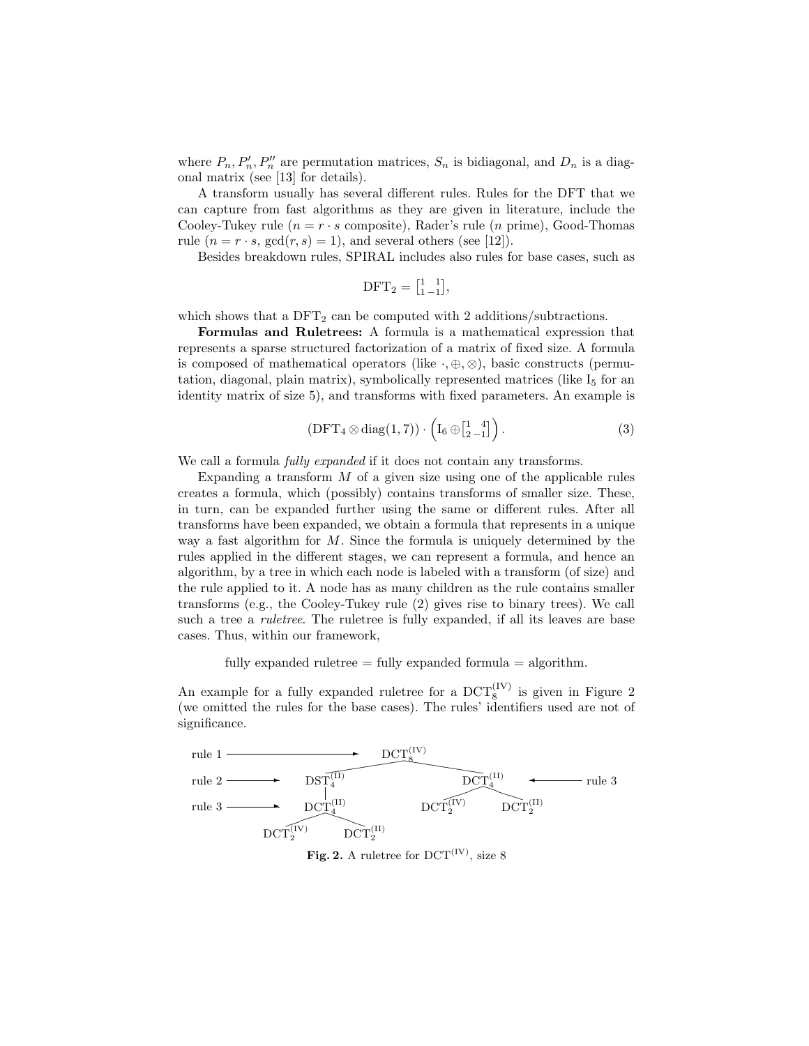where $P_n, P'_n, P''_n$ are permutation matrices, $S_n$ is bidiagonal, and $D_n$ is a diagonal matrix (see [13] for details).

A transform usually has several different rules. Rules for the DFT that we can capture from fast algorithms as they are given in literature, include the Cooley-Tukey rule ($n = r \cdot s$ composite), Rader's rule ($n$ prime), Good-Thomas rule ($n = r \cdot s$, $\gcd(r, s) = 1$), and several others (see [12]).

Besides breakdown rules, SPIRAL includes also rules for base cases, such as

$$\mathrm{DFT}_2 = \left[\begin{smallmatrix} 1 & 1 \\ 1 & -1 \end{smallmatrix}\right],$$

which shows that a $\mathrm{DFT}_2$ can be computed with 2 additions/subtractions.

**Formulas and Ruletrees:** A formula is a mathematical expression that represents a sparse structured factorization of a matrix of fixed size. A formula is composed of mathematical operators (like $\cdot, \oplus, \otimes$), basic constructs (permutation, diagonal, plain matrix), symbolically represented matrices (like $\mathrm{I}_5$ for an identity matrix of size 5), and transforms with fixed parameters. An example is

$$(\mathrm{DFT}_4 \otimes \mathrm{diag}(1, 7)) \cdot \left(\mathrm{I}_6 \oplus \left[\begin{smallmatrix} 1 & 4 \\ 2 & -1 \end{smallmatrix}\right]\right). \tag{3}$$

We call a formula *fully expanded* if it does not contain any transforms.

Expanding a transform $M$ of a given size using one of the applicable rules creates a formula, which (possibly) contains transforms of smaller size. These, in turn, can be expanded further using the same or different rules. After all transforms have been expanded, we obtain a formula that represents in a unique way a fast algorithm for $M$. Since the formula is uniquely determined by the rules applied in the different stages, we can represent a formula, and hence an algorithm, by a tree in which each node is labeled with a transform (of size) and the rule applied to it. A node has as many children as the rule contains smaller transforms (e.g., the Cooley-Tukey rule (2) gives rise to binary trees). We call such a tree a *ruletree*. The ruletree is fully expanded, if all its leaves are base cases. Thus, within our framework,

fully expanded ruletree = fully expanded formula = algorithm.

An example for a fully expanded ruletree for a $\mathrm{DCT}_8^{(\mathrm{IV})}$ is given in Figure 2 (we omitted the rules for the base cases). The rules' identifiers used are not of significance.

rule 1 → $\mathrm{DCT}_8^{(\mathrm{IV})}$

rule 2 → $\mathrm{DST}_4^{(\mathrm{II})}$ $\mathrm{DCT}_4^{(\mathrm{II})}$ ← rule 3

rule 3 → $\mathrm{DCT}_4^{(\mathrm{II})}$ $\mathrm{DCT}_2^{(\mathrm{IV})}$ $\mathrm{DCT}_2^{(\mathrm{II})}$

$\mathrm{DCT}_2^{(\mathrm{IV})}$ $\mathrm{DCT}_2^{(\mathrm{II})}$

**Fig. 2.** A ruletree for $\mathrm{DCT}^{(\mathrm{IV})}$, size 8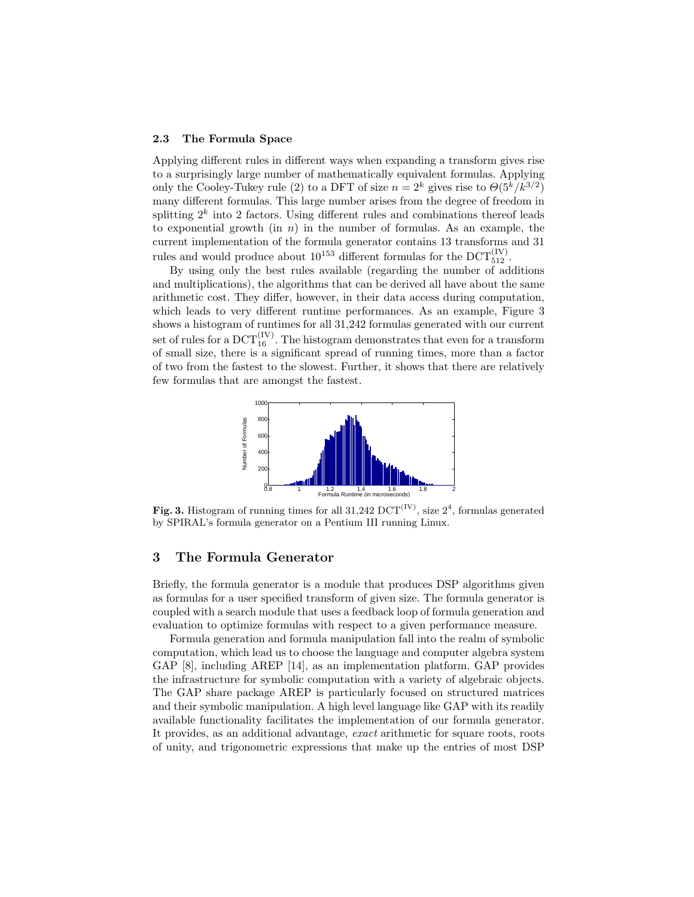### 2.3 The Formula Space

Applying different rules in different ways when expanding a transform gives rise to a surprisingly large number of mathematically equivalent formulas. Applying only the Cooley-Tukey rule (2) to a DFT of size $n = 2^k$ gives rise to $\Theta(5^k/k^{3/2})$ many different formulas. This large number arises from the degree of freedom in splitting $2^k$ into 2 factors. Using different rules and combinations thereof leads to exponential growth (in $n$) in the number of formulas. As an example, the current implementation of the formula generator contains 13 transforms and 31 rules and would produce about $10^{153}$ different formulas for the $\mathrm{DCT}^{(\mathrm{IV})}_{512}$.

By using only the best rules available (regarding the number of additions and multiplications), the algorithms that can be derived all have about the same arithmetic cost. They differ, however, in their data access during computation, which leads to very different runtime performances. As an example, Figure 3 shows a histogram of runtimes for all 31,242 formulas generated with our current set of rules for a $\mathrm{DCT}^{(\mathrm{IV})}_{16}$. The histogram demonstrates that even for a transform of small size, there is a significant spread of running times, more than a factor of two from the fastest to the slowest. Further, it shows that there are relatively few formulas that are amongst the fastest.

Number of Formulas
1000
800
600
400
200
0
0.8
1
1.2
1.4
1.6
1.8
2
Formula Runtime (in microseconds)

**Fig. 3.** Histogram of running times for all 31,242 $\mathrm{DCT}^{(\mathrm{IV})}$, size $2^4$, formulas generated by SPIRAL's formula generator on a Pentium III running Linux.

## 3 The Formula Generator

Briefly, the formula generator is a module that produces DSP algorithms given as formulas for a user specified transform of given size. The formula generator is coupled with a search module that uses a feedback loop of formula generation and evaluation to optimize formulas with respect to a given performance measure.

Formula generation and formula manipulation fall into the realm of symbolic computation, which lead us to choose the language and computer algebra system GAP [8], including AREP [14], as an implementation platform. GAP provides the infrastructure for symbolic computation with a variety of algebraic objects. The GAP share package AREP is particularly focused on structured matrices and their symbolic manipulation. A high level language like GAP with its readily available functionality facilitates the implementation of our formula generator. It provides, as an additional advantage, *exact* arithmetic for square roots, roots of unity, and trigonometric expressions that make up the entries of most DSP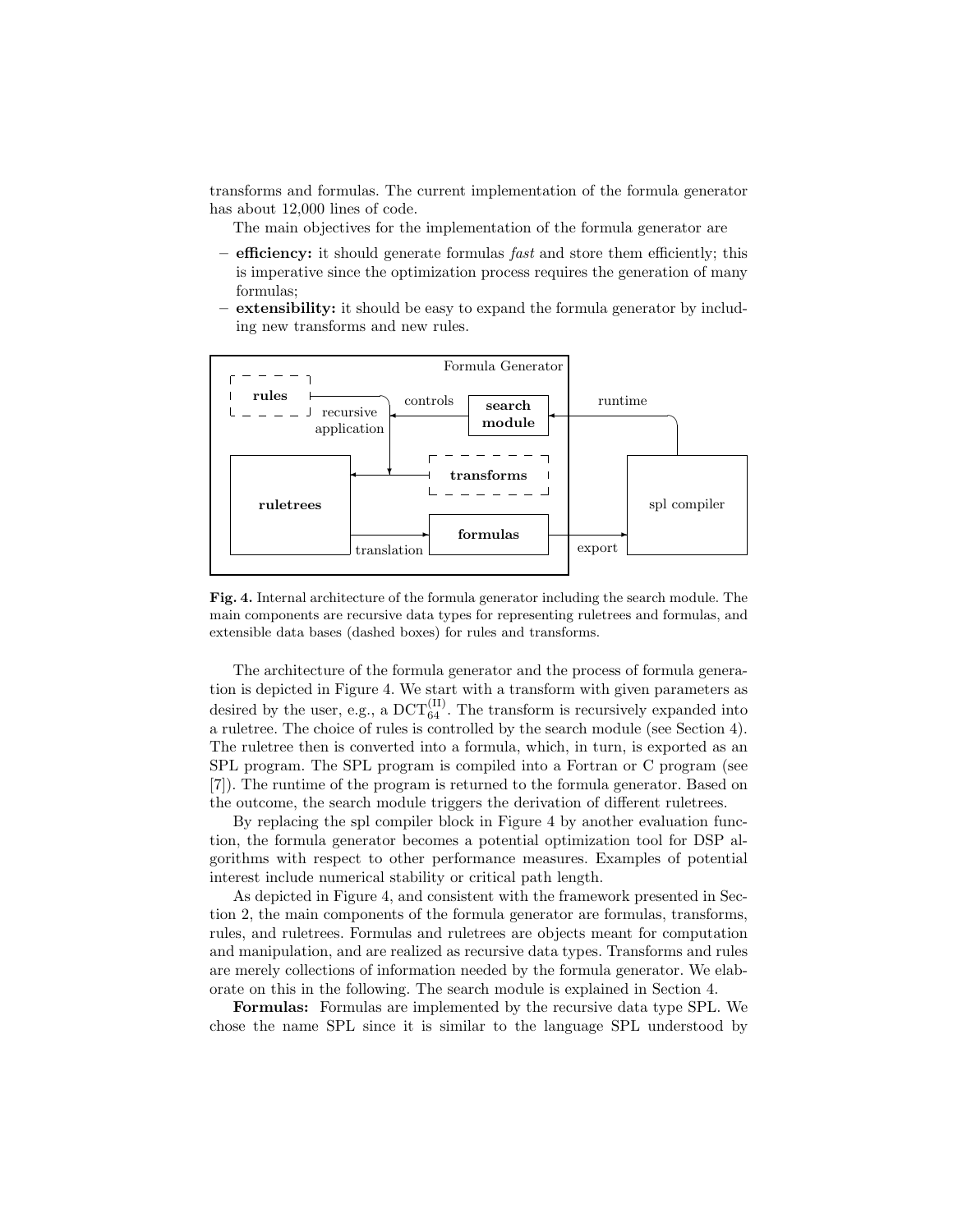transforms and formulas. The current implementation of the formula generator has about 12,000 lines of code.

The main objectives for the implementation of the formula generator are

- **efficiency:** it should generate formulas *fast* and store them efficiently; this is imperative since the optimization process requires the generation of many formulas;
- **extensibility:** it should be easy to expand the formula generator by including new transforms and new rules.

Formula Generator

rules

recursive application

controls

search module

runtime

transforms

ruletrees

spl compiler

formulas

translation

export

**Fig. 4.** Internal architecture of the formula generator including the search module. The main components are recursive data types for representing ruletrees and formulas, and extensible data bases (dashed boxes) for rules and transforms.

The architecture of the formula generator and the process of formula generation is depicted in Figure 4. We start with a transform with given parameters as desired by the user, e.g., a $\mathrm{DCT}_{64}^{(\mathrm{II})}$. The transform is recursively expanded into a ruletree. The choice of rules is controlled by the search module (see Section 4). The ruletree then is converted into a formula, which, in turn, is exported as an SPL program. The SPL program is compiled into a Fortran or C program (see [7]). The runtime of the program is returned to the formula generator. Based on the outcome, the search module triggers the derivation of different ruletrees.

By replacing the spl compiler block in Figure 4 by another evaluation function, the formula generator becomes a potential optimization tool for DSP algorithms with respect to other performance measures. Examples of potential interest include numerical stability or critical path length.

As depicted in Figure 4, and consistent with the framework presented in Section 2, the main components of the formula generator are formulas, transforms, rules, and ruletrees. Formulas and ruletrees are objects meant for computation and manipulation, and are realized as recursive data types. Transforms and rules are merely collections of information needed by the formula generator. We elaborate on this in the following. The search module is explained in Section 4.

**Formulas:** Formulas are implemented by the recursive data type SPL. We chose the name SPL since it is similar to the language SPL understood by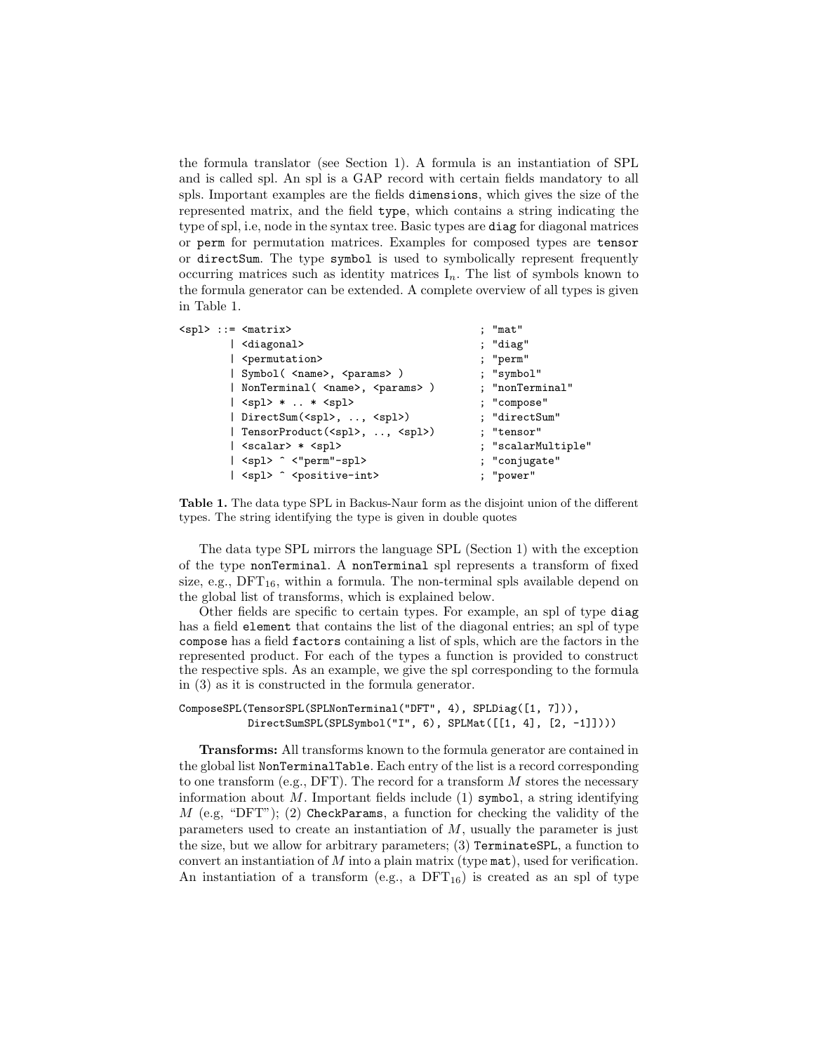the formula translator (see Section 1). A formula is an instantiation of SPL and is called spl. An spl is a GAP record with certain fields mandatory to all spls. Important examples are the fields `dimensions`, which gives the size of the represented matrix, and the field `type`, which contains a string indicating the type of spl, i.e, node in the syntax tree. Basic types are `diag` for diagonal matrices or `perm` for permutation matrices. Examples for composed types are `tensor` or `directSum`. The type `symbol` is used to symbolically represent frequently occurring matrices such as identity matrices $\mathrm{I}_n$. The list of symbols known to the formula generator can be extended. A complete overview of all types is given in Table 1.

```
<spl> ::= <matrix>                              ; "mat"
        | <diagonal>                            ; "diag"
        | <permutation>                         ; "perm"
        | Symbol( <name>, <params> )            ; "symbol"
        | NonTerminal( <name>, <params> )       ; "nonTerminal"
        | <spl> * .. * <spl>                    ; "compose"
        | DirectSum(<spl>, .., <spl>)           ; "directSum"
        | TensorProduct(<spl>, .., <spl>)       ; "tensor"
        | <scalar> * <spl>                      ; "scalarMultiple"
        | <spl> ^ <"perm"-spl>                  ; "conjugate"
        | <spl> ^ <positive-int>                ; "power"
```

**Table 1.** The data type SPL in Backus-Naur form as the disjoint union of the different types. The string identifying the type is given in double quotes

The data type SPL mirrors the language SPL (Section 1) with the exception of the type `nonTerminal`. A `nonTerminal` spl represents a transform of fixed size, e.g., $\mathrm{DFT}_{16}$, within a formula. The non-terminal spls available depend on the global list of transforms, which is explained below.

Other fields are specific to certain types. For example, an spl of type `diag` has a field `element` that contains the list of the diagonal entries; an spl of type `compose` has a field `factors` containing a list of spls, which are the factors in the represented product. For each of the types a function is provided to construct the respective spls. As an example, we give the spl corresponding to the formula in (3) as it is constructed in the formula generator.

```
ComposeSPL(TensorSPL(SPLNonTerminal("DFT", 4), SPLDiag([1, 7])),
           DirectSumSPL(SPLSymbol("I", 6), SPLMat([[1, 4], [2, -1]])))
```

**Transforms:** All transforms known to the formula generator are contained in the global list `NonTerminalTable`. Each entry of the list is a record corresponding to one transform (e.g., DFT). The record for a transform $M$ stores the necessary information about $M$. Important fields include (1) `symbol`, a string identifying $M$ (e.g, "DFT"); (2) `CheckParams`, a function for checking the validity of the parameters used to create an instantiation of $M$, usually the parameter is just the size, but we allow for arbitrary parameters; (3) `TerminateSPL`, a function to convert an instantiation of $M$ into a plain matrix (type `mat`), used for verification. An instantiation of a transform (e.g., a $\mathrm{DFT}_{16}$) is created as an spl of type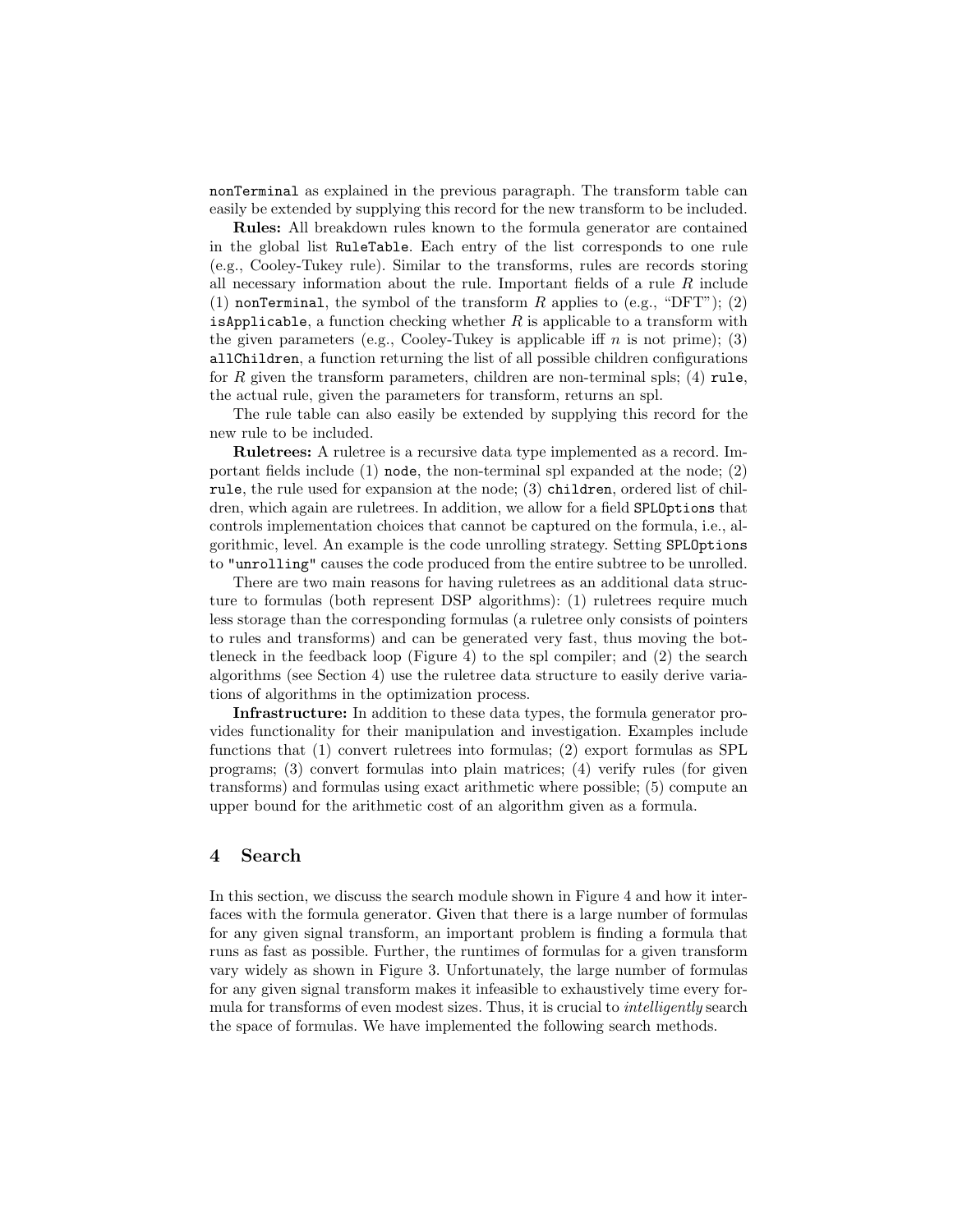`nonTerminal` as explained in the previous paragraph. The transform table can easily be extended by supplying this record for the new transform to be included.

**Rules:** All breakdown rules known to the formula generator are contained in the global list `RuleTable`. Each entry of the list corresponds to one rule (e.g., Cooley-Tukey rule). Similar to the transforms, rules are records storing all necessary information about the rule. Important fields of a rule $R$ include (1) `nonTerminal`, the symbol of the transform $R$ applies to (e.g., "DFT"); (2) `isApplicable`, a function checking whether $R$ is applicable to a transform with the given parameters (e.g., Cooley-Tukey is applicable iff $n$ is not prime); (3) `allChildren`, a function returning the list of all possible children configurations for $R$ given the transform parameters, children are non-terminal spls; (4) `rule`, the actual rule, given the parameters for transform, returns an spl.

The rule table can also easily be extended by supplying this record for the new rule to be included.

**Ruletrees:** A ruletree is a recursive data type implemented as a record. Important fields include (1) `node`, the non-terminal spl expanded at the node; (2) `rule`, the rule used for expansion at the node; (3) `children`, ordered list of children, which again are ruletrees. In addition, we allow for a field `SPLOptions` that controls implementation choices that cannot be captured on the formula, i.e., algorithmic, level. An example is the code unrolling strategy. Setting `SPLOptions` to `"unrolling"` causes the code produced from the entire subtree to be unrolled.

There are two main reasons for having ruletrees as an additional data structure to formulas (both represent DSP algorithms): (1) ruletrees require much less storage than the corresponding formulas (a ruletree only consists of pointers to rules and transforms) and can be generated very fast, thus moving the bottleneck in the feedback loop (Figure 4) to the spl compiler; and (2) the search algorithms (see Section 4) use the ruletree data structure to easily derive variations of algorithms in the optimization process.

**Infrastructure:** In addition to these data types, the formula generator provides functionality for their manipulation and investigation. Examples include functions that (1) convert ruletrees into formulas; (2) export formulas as SPL programs; (3) convert formulas into plain matrices; (4) verify rules (for given transforms) and formulas using exact arithmetic where possible; (5) compute an upper bound for the arithmetic cost of an algorithm given as a formula.

## 4 Search

In this section, we discuss the search module shown in Figure 4 and how it interfaces with the formula generator. Given that there is a large number of formulas for any given signal transform, an important problem is finding a formula that runs as fast as possible. Further, the runtimes of formulas for a given transform vary widely as shown in Figure 3. Unfortunately, the large number of formulas for any given signal transform makes it infeasible to exhaustively time every formula for transforms of even modest sizes. Thus, it is crucial to *intelligently* search the space of formulas. We have implemented the following search methods.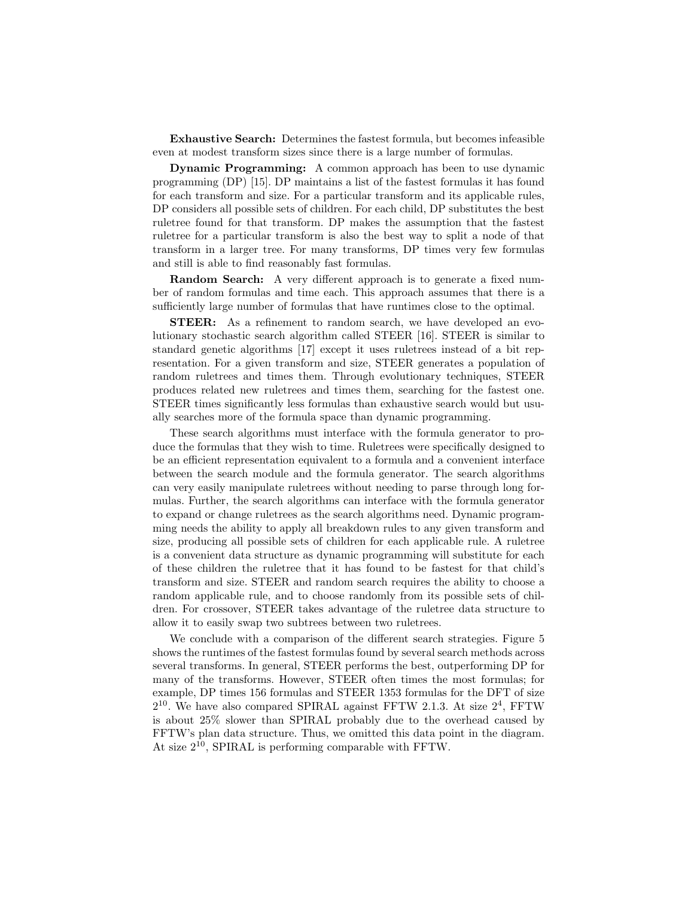**Exhaustive Search:** Determines the fastest formula, but becomes infeasible even at modest transform sizes since there is a large number of formulas.

**Dynamic Programming:** A common approach has been to use dynamic programming (DP) [15]. DP maintains a list of the fastest formulas it has found for each transform and size. For a particular transform and its applicable rules, DP considers all possible sets of children. For each child, DP substitutes the best ruletree found for that transform. DP makes the assumption that the fastest ruletree for a particular transform is also the best way to split a node of that transform in a larger tree. For many transforms, DP times very few formulas and still is able to find reasonably fast formulas.

**Random Search:** A very different approach is to generate a fixed number of random formulas and time each. This approach assumes that there is a sufficiently large number of formulas that have runtimes close to the optimal.

**STEER:** As a refinement to random search, we have developed an evolutionary stochastic search algorithm called STEER [16]. STEER is similar to standard genetic algorithms [17] except it uses ruletrees instead of a bit representation. For a given transform and size, STEER generates a population of random ruletrees and times them. Through evolutionary techniques, STEER produces related new ruletrees and times them, searching for the fastest one. STEER times significantly less formulas than exhaustive search would but usually searches more of the formula space than dynamic programming.

These search algorithms must interface with the formula generator to produce the formulas that they wish to time. Ruletrees were specifically designed to be an efficient representation equivalent to a formula and a convenient interface between the search module and the formula generator. The search algorithms can very easily manipulate ruletrees without needing to parse through long formulas. Further, the search algorithms can interface with the formula generator to expand or change ruletrees as the search algorithms need. Dynamic programming needs the ability to apply all breakdown rules to any given transform and size, producing all possible sets of children for each applicable rule. A ruletree is a convenient data structure as dynamic programming will substitute for each of these children the ruletree that it has found to be fastest for that child's transform and size. STEER and random search requires the ability to choose a random applicable rule, and to choose randomly from its possible sets of children. For crossover, STEER takes advantage of the ruletree data structure to allow it to easily swap two subtrees between two ruletrees.

We conclude with a comparison of the different search strategies. Figure 5 shows the runtimes of the fastest formulas found by several search methods across several transforms. In general, STEER performs the best, outperforming DP for many of the transforms. However, STEER often times the most formulas; for example, DP times 156 formulas and STEER 1353 formulas for the DFT of size $2^{10}$. We have also compared SPIRAL against FFTW 2.1.3. At size $2^4$, FFTW is about 25% slower than SPIRAL probably due to the overhead caused by FFTW's plan data structure. Thus, we omitted this data point in the diagram. At size $2^{10}$, SPIRAL is performing comparable with FFTW.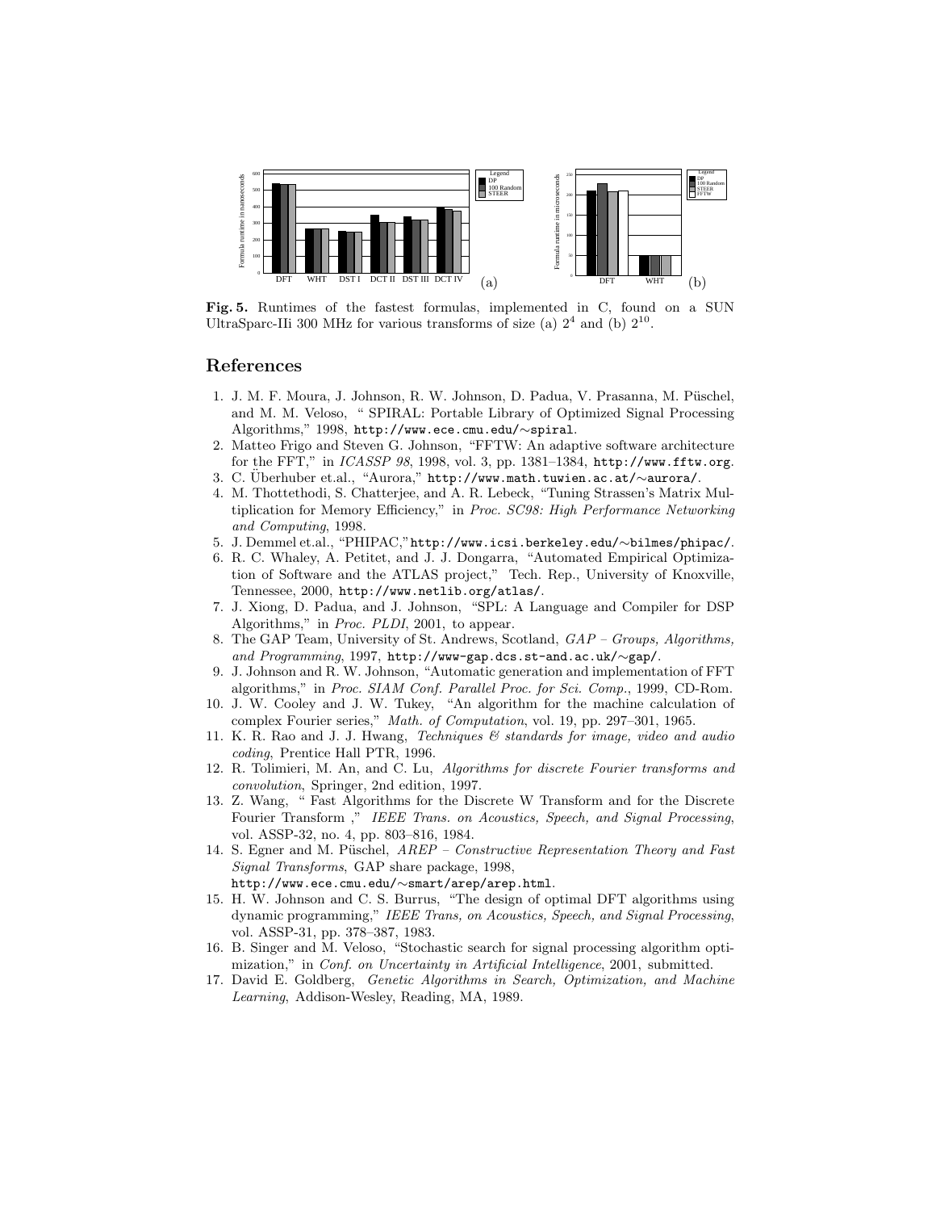600
500
400
300
200
100
0

Formula runtime in nanoseconds

DFT WHT DST I DCT II DST III DCT IV (a)

Legend
DP
100 Random
STEER

250
200
150
100
50
0

Formula runtime in microseconds

DFT WHT (b)

Legend
DP
100 Random
STEER
FFTW

**Fig. 5.** Runtimes of the fastest formulas, implemented in C, found on a SUN UltraSparc-IIi 300 MHz for various transforms of size (a) $2^4$ and (b) $2^{10}$.

## References

1. J. M. F. Moura, J. Johnson, R. W. Johnson, D. Padua, V. Prasanna, M. Püschel, and M. M. Veloso, " SPIRAL: Portable Library of Optimized Signal Processing Algorithms," 1998, `http://www.ece.cmu.edu/~spiral`.
2. Matteo Frigo and Steven G. Johnson, "FFTW: An adaptive software architecture for the FFT," in *ICASSP 98*, 1998, vol. 3, pp. 1381–1384, `http://www.fftw.org`.
3. C. Überhuber et.al., "Aurora," `http://www.math.tuwien.ac.at/~aurora/`.
4. M. Thottethodi, S. Chatterjee, and A. R. Lebeck, "Tuning Strassen's Matrix Multiplication for Memory Efficiency," in *Proc. SC98: High Performance Networking and Computing*, 1998.
5. J. Demmel et.al., "PHIPAC," `http://www.icsi.berkeley.edu/~bilmes/phipac/`.
6. R. C. Whaley, A. Petitet, and J. J. Dongarra, "Automated Empirical Optimization of Software and the ATLAS project," Tech. Rep., University of Knoxville, Tennessee, 2000, `http://www.netlib.org/atlas/`.
7. J. Xiong, D. Padua, and J. Johnson, "SPL: A Language and Compiler for DSP Algorithms," in *Proc. PLDI*, 2001, to appear.
8. The GAP Team, University of St. Andrews, Scotland, *GAP – Groups, Algorithms, and Programming*, 1997, `http://www-gap.dcs.st-and.ac.uk/~gap/`.
9. J. Johnson and R. W. Johnson, "Automatic generation and implementation of FFT algorithms," in *Proc. SIAM Conf. Parallel Proc. for Sci. Comp.*, 1999, CD-Rom.
10. J. W. Cooley and J. W. Tukey, "An algorithm for the machine calculation of complex Fourier series," *Math. of Computation*, vol. 19, pp. 297–301, 1965.
11. K. R. Rao and J. J. Hwang, *Techniques & standards for image, video and audio coding*, Prentice Hall PTR, 1996.
12. R. Tolimieri, M. An, and C. Lu, *Algorithms for discrete Fourier transforms and convolution*, Springer, 2nd edition, 1997.
13. Z. Wang, " Fast Algorithms for the Discrete W Transform and for the Discrete Fourier Transform ," *IEEE Trans. on Acoustics, Speech, and Signal Processing*, vol. ASSP-32, no. 4, pp. 803–816, 1984.
14. S. Egner and M. Püschel, *AREP – Constructive Representation Theory and Fast Signal Transforms*, GAP share package, 1998, `http://www.ece.cmu.edu/~smart/arep/arep.html`.
15. H. W. Johnson and C. S. Burrus, "The design of optimal DFT algorithms using dynamic programming," *IEEE Trans, on Acoustics, Speech, and Signal Processing*, vol. ASSP-31, pp. 378–387, 1983.
16. B. Singer and M. Veloso, "Stochastic search for signal processing algorithm optimization," in *Conf. on Uncertainty in Artificial Intelligence*, 2001, submitted.
17. David E. Goldberg, *Genetic Algorithms in Search, Optimization, and Machine Learning*, Addison-Wesley, Reading, MA, 1989.